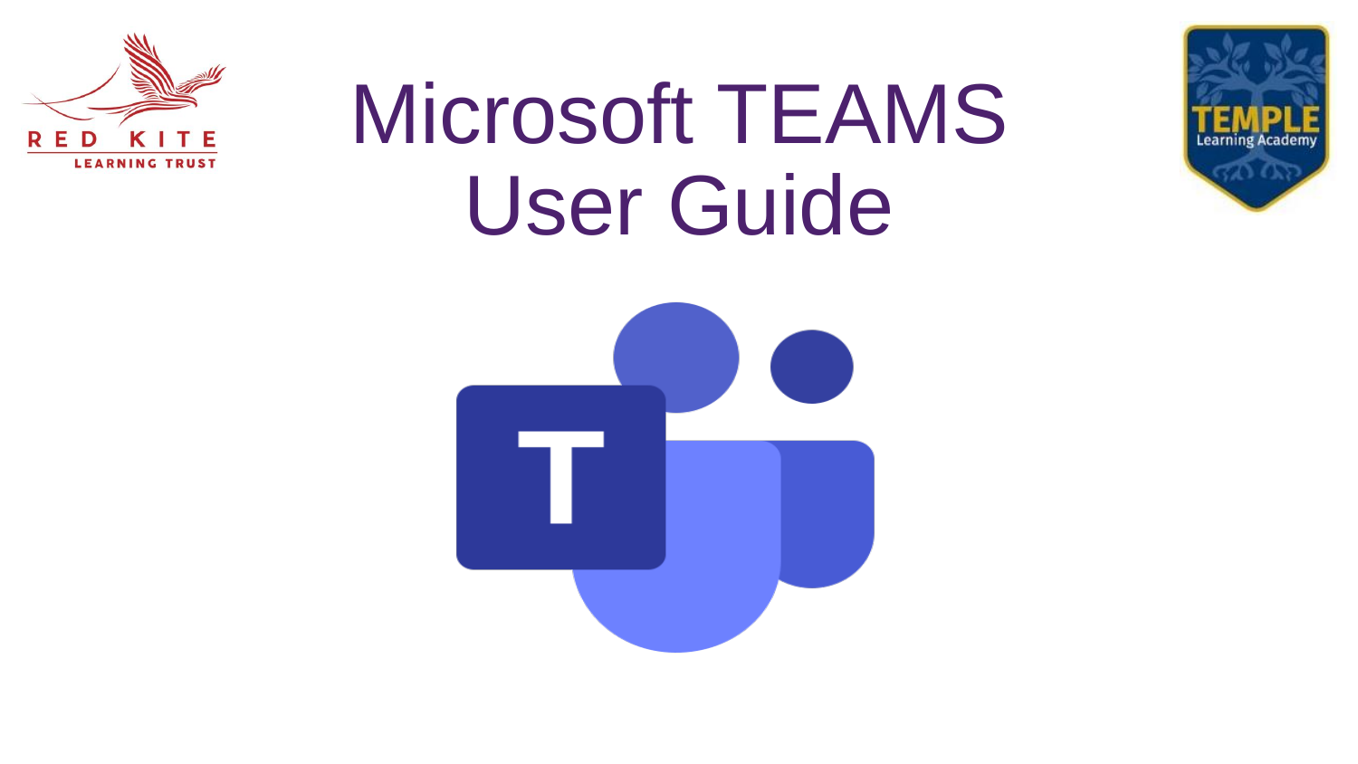# Microsoft TEAMS User Guide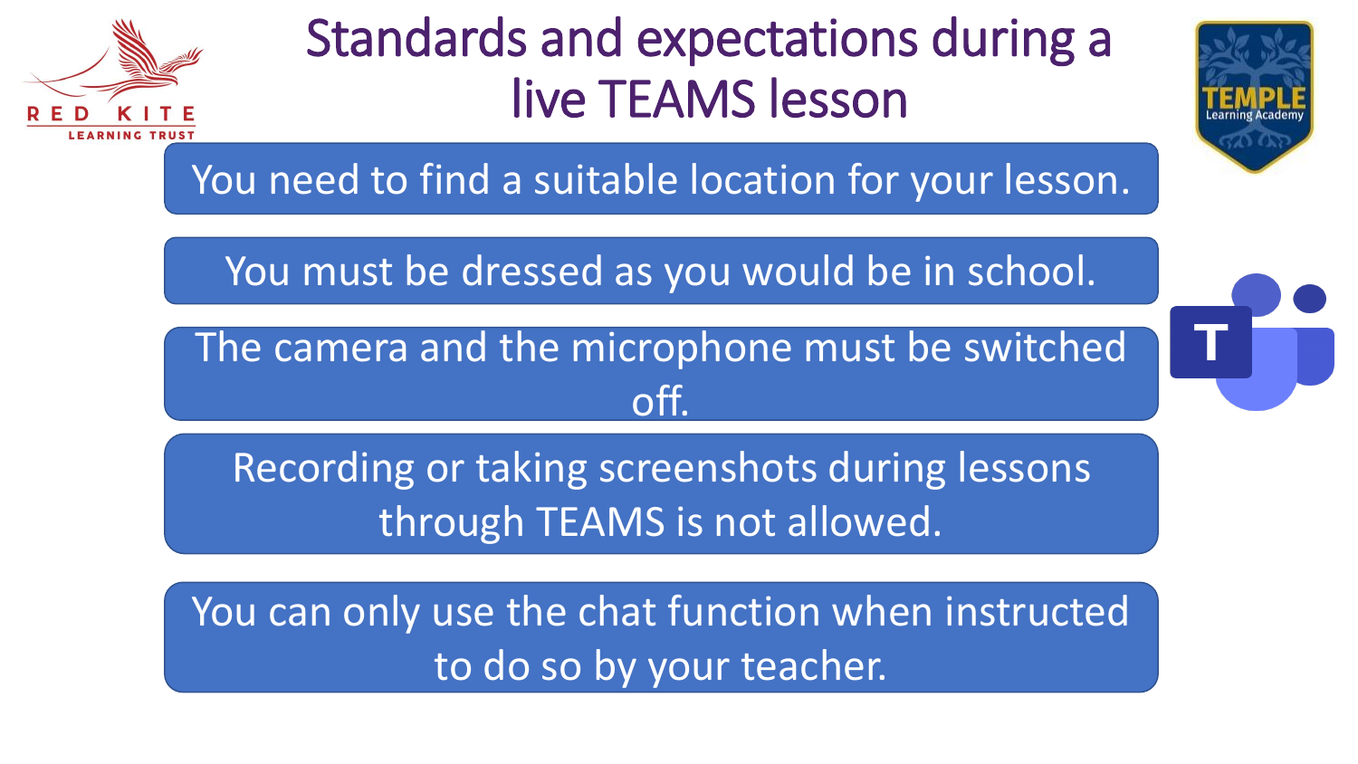# Standards and expectations during a live TEAMS lesson

- You need to find a suitable location for your lesson.
- You must be dressed as you would be in school.
- The camera and the microphone must be switched off.
- Recording or taking screenshots during lessons through TEAMS is not allowed.
- You can only use the chat function when instructed to do so by your teacher.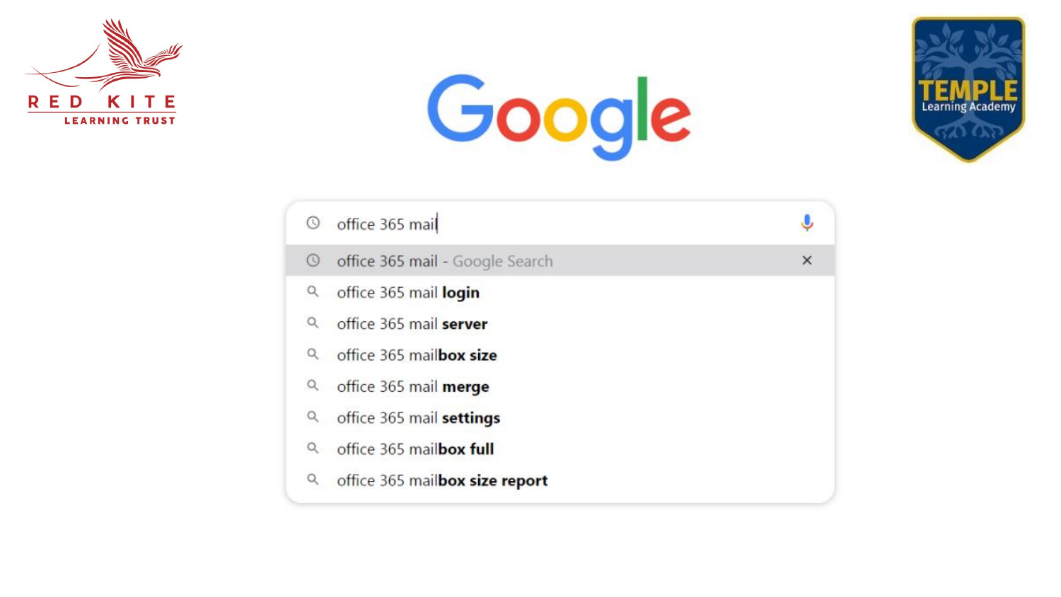RED KITE LEARNING TRUST

Google

TEMPLE Learning Academy

office 365 mail

- office 365 mail - Google Search
- office 365 mail **login**
- office 365 mail **server**
- office 365 mail**box size**
- office 365 mail **merge**
- office 365 mail **settings**
- office 365 mail**box full**
- office 365 mail**box size report**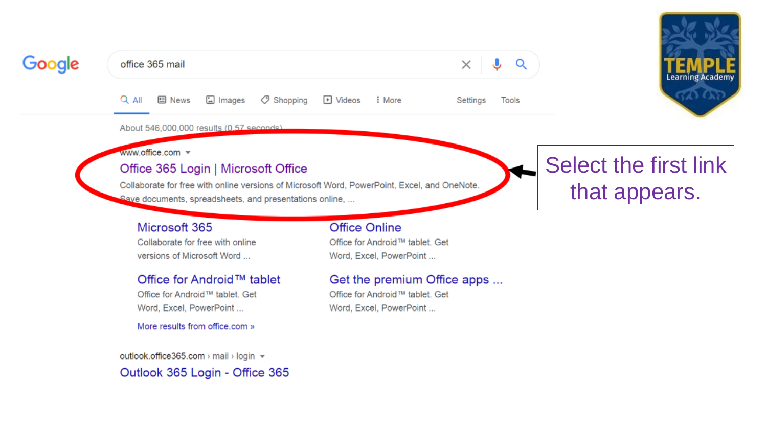Google

office 365 mail

All | News | Images | Shopping | Videos | More | Settings | Tools

About 546,000,000 results (0.57 seconds)

www.office.com

**Office 365 Login | Microsoft Office**

Collaborate for free with online versions of Microsoft Word, PowerPoint, Excel, and OneNote. Save documents, spreadsheets, and presentations online, ...

**Microsoft 365**
Collaborate for free with online versions of Microsoft Word ...

**Office Online**
Office for Android™ tablet. Get Word, Excel, PowerPoint ...

**Office for Android™ tablet**
Office for Android™ tablet. Get Word, Excel, PowerPoint ...

**Get the premium Office apps ...**
Office for Android™ tablet. Get Word, Excel, PowerPoint ...

More results from office.com »

outlook.office365.com › mail › login

**Outlook 365 Login - Office 365**

TEMPLE Learning Academy

Select the first link that appears.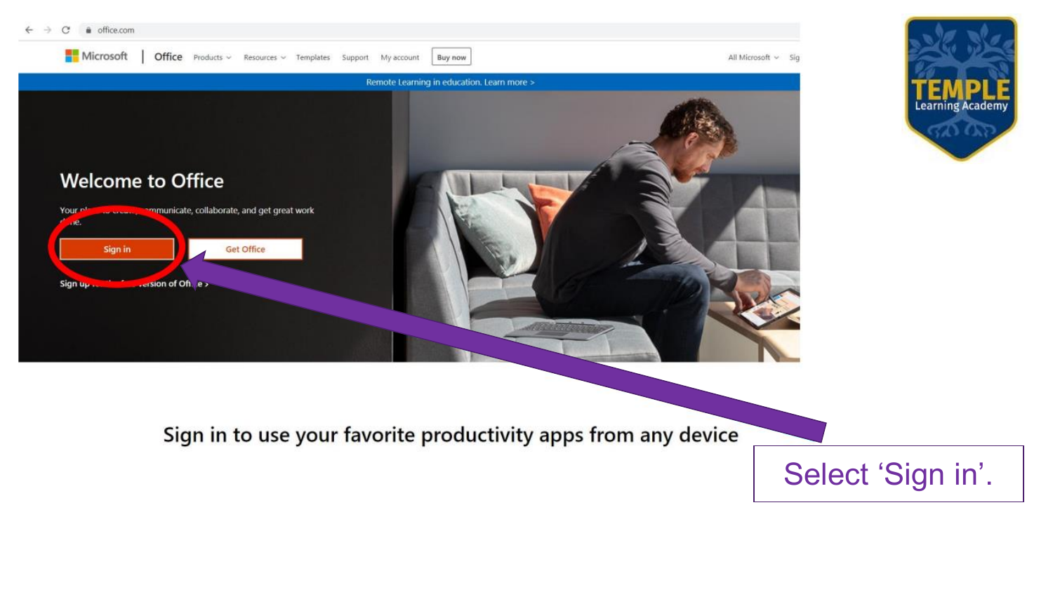Select 'Sign in'.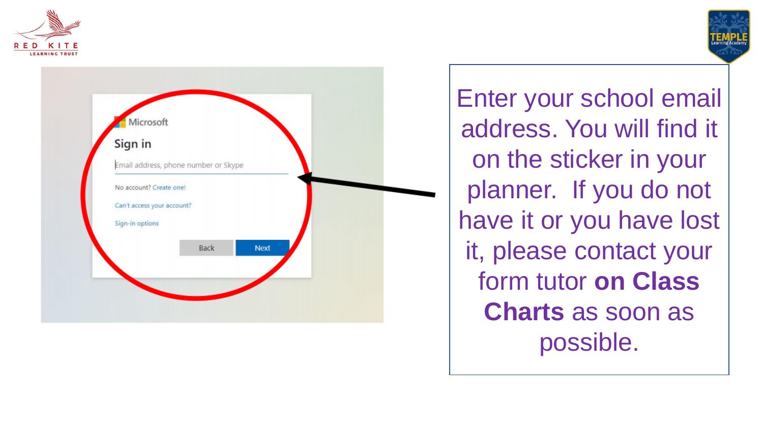Enter your school email address. You will find it on the sticker in your planner. If you do not have it or you have lost it, please contact your form tutor **on Class Charts** as soon as possible.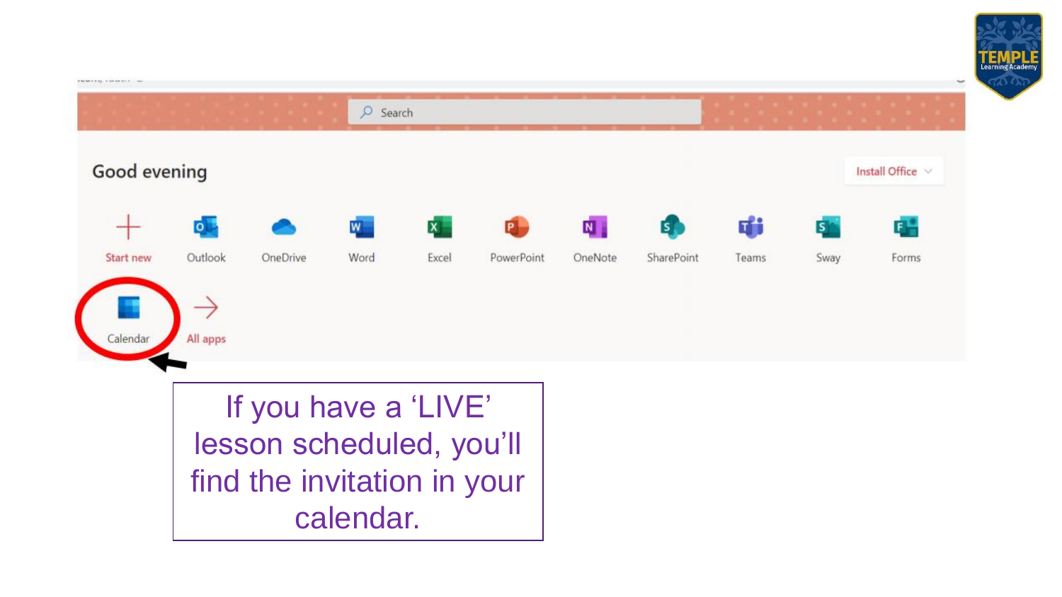If you have a 'LIVE' lesson scheduled, you'll find the invitation in your calendar.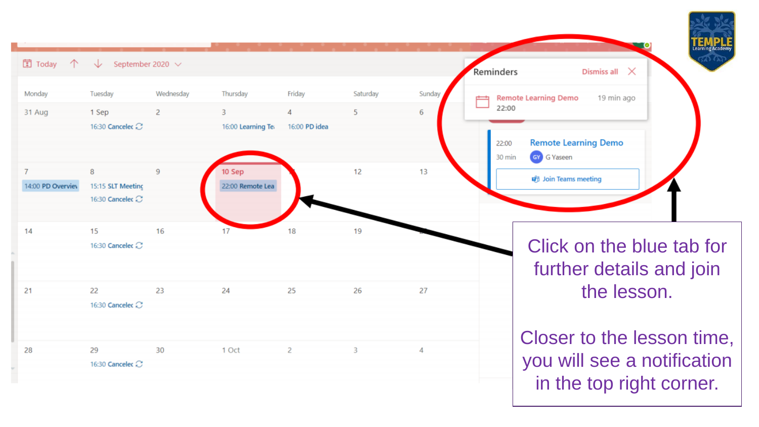Click on the blue tab for further details and join the lesson.

Closer to the lesson time, you will see a notification in the top right corner.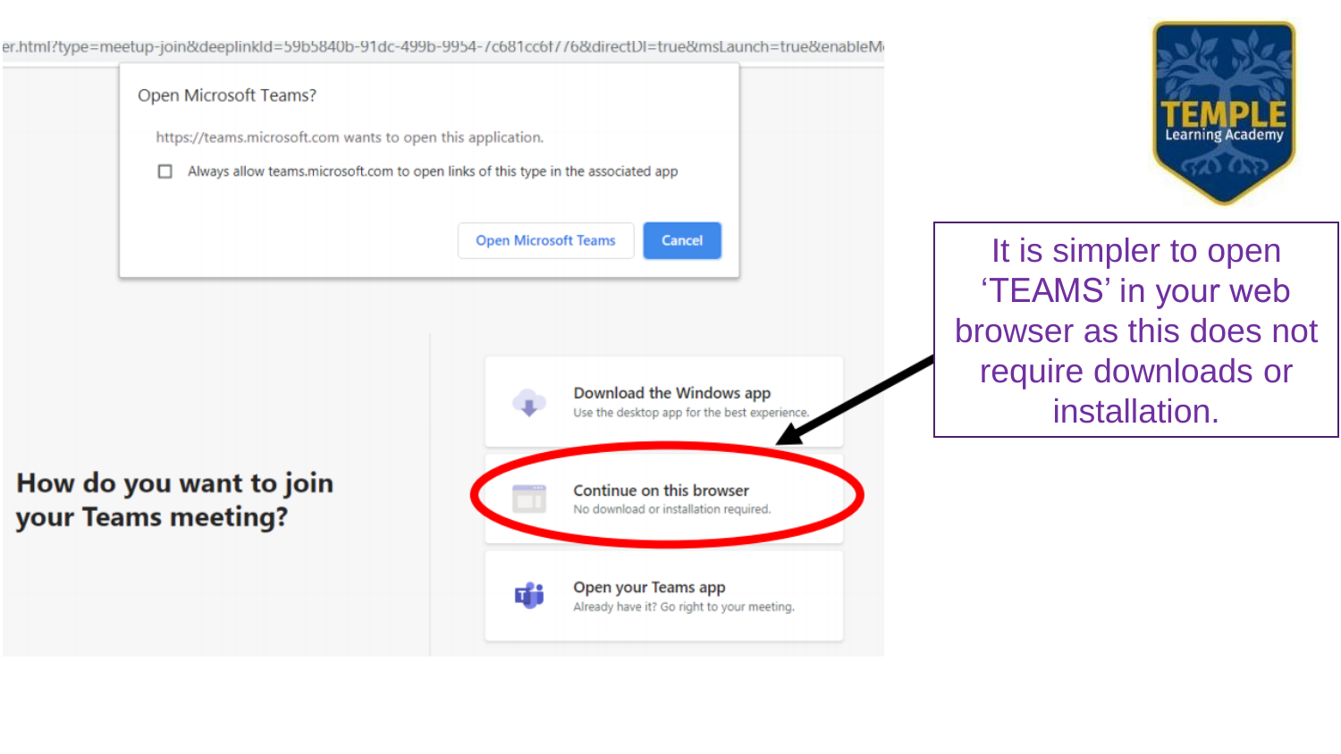er.html?type=meetup-join&deeplinkId=59b5840b-91dc-499b-9954-7c681cc6f776&directDl=true&msLaunch=true&enableM

Open Microsoft Teams?

https://teams.microsoft.com wants to open this application.

☐ Always allow teams.microsoft.com to open links of this type in the associated app

Open Microsoft Teams | Cancel

**How do you want to join your Teams meeting?**

**Download the Windows app**
Use the desktop app for the best experience.

**Continue on this browser**
No download or installation required.

**Open your Teams app**
Already have it? Go right to your meeting.

TEMPLE Learning Academy

It is simpler to open 'TEAMS' in your web browser as this does not require downloads or installation.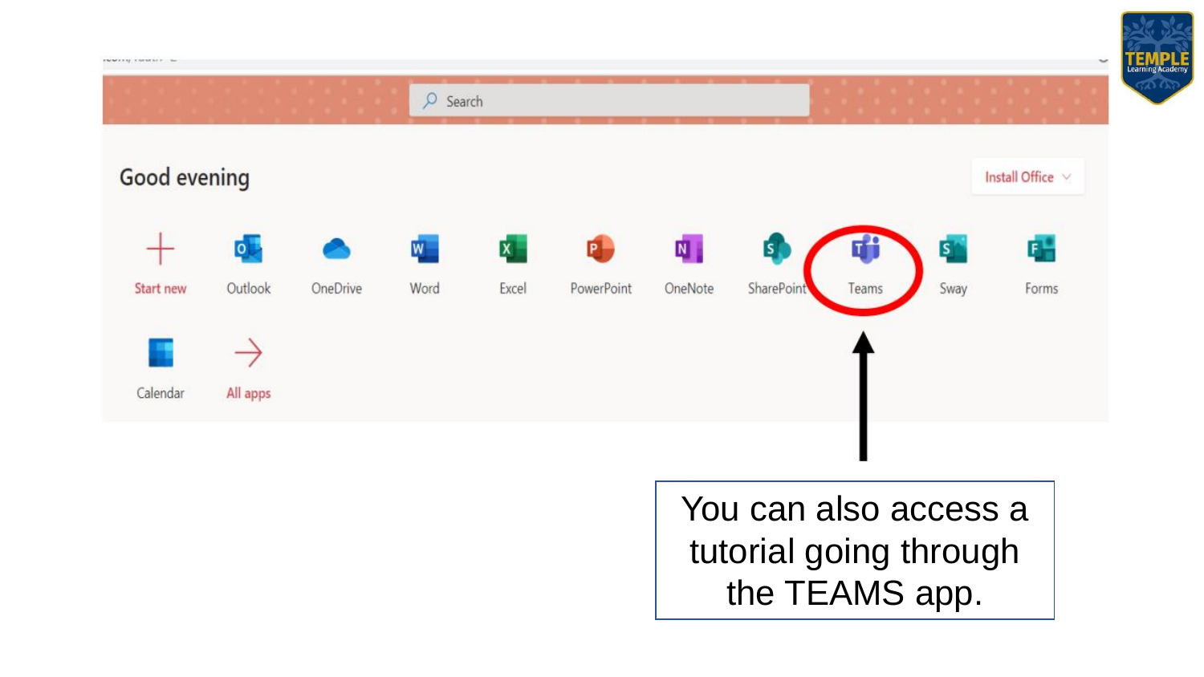Good evening

Install Office

Start new | Outlook | OneDrive | Word | Excel | PowerPoint | OneNote | SharePoint | Teams | Sway | Forms

Calendar | All apps

You can also access a tutorial going through the TEAMS app.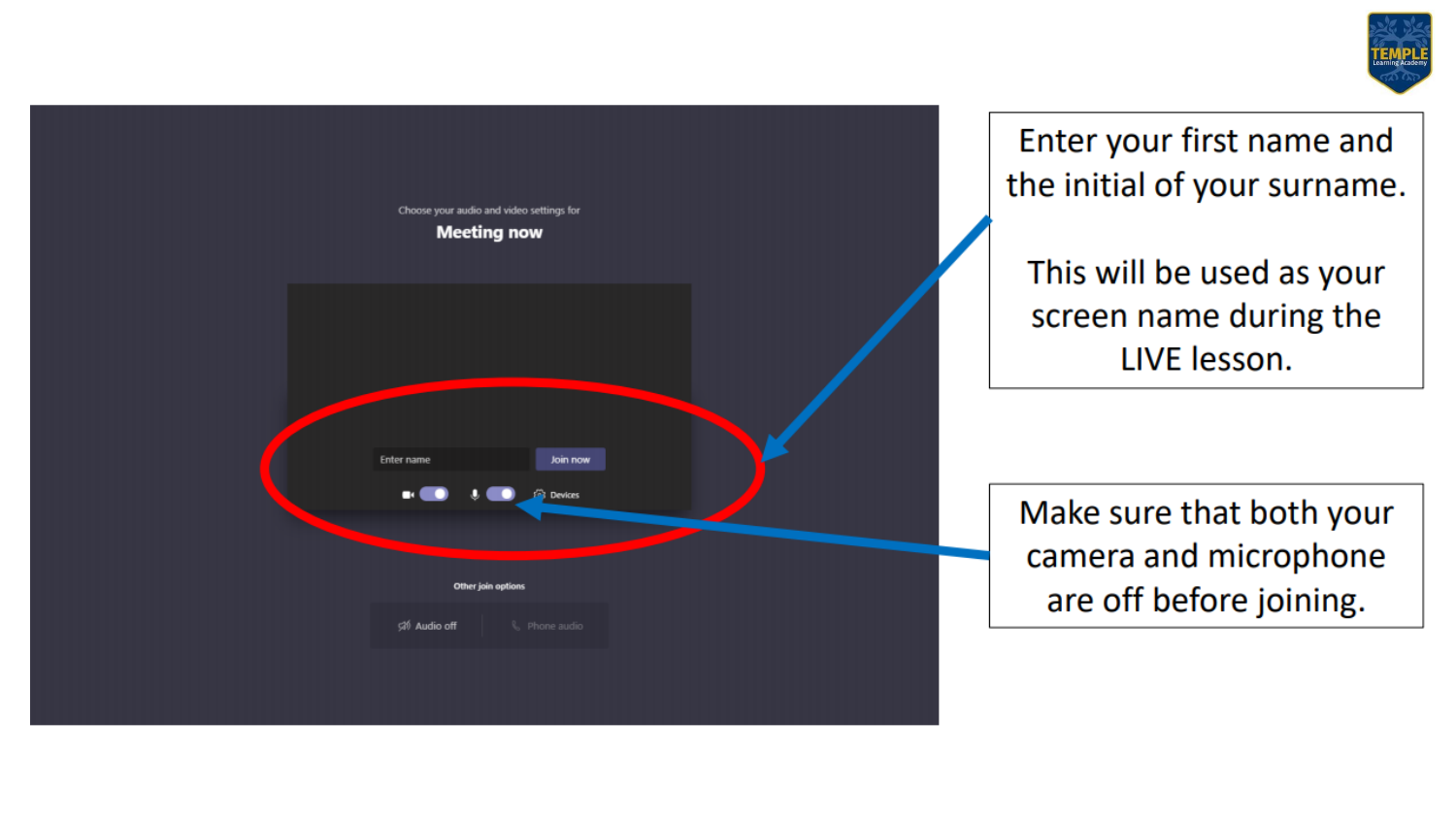Enter your first name and the initial of your surname.

This will be used as your screen name during the LIVE lesson.

Make sure that both your camera and microphone are off before joining.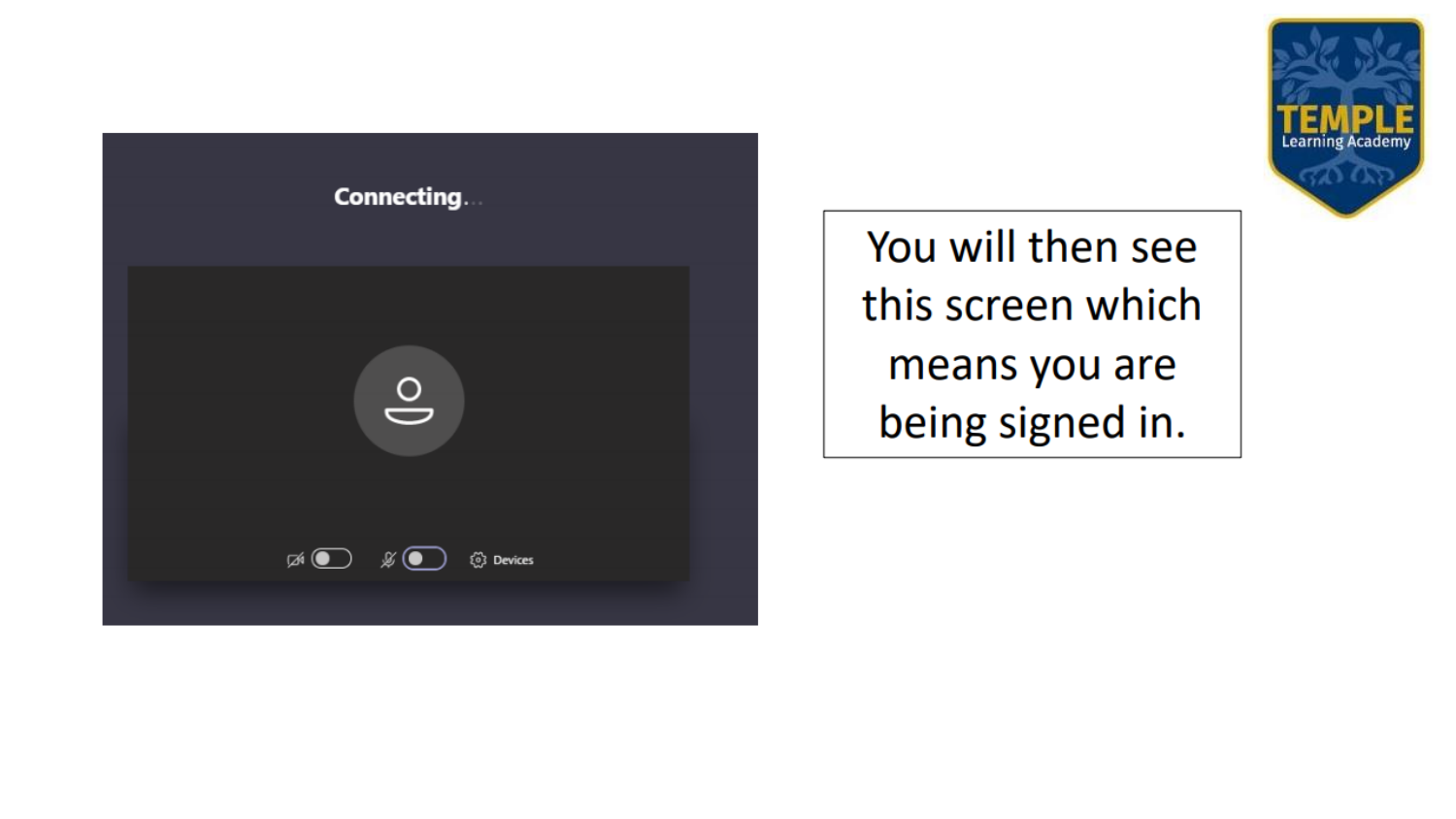You will then see this screen which means you are being signed in.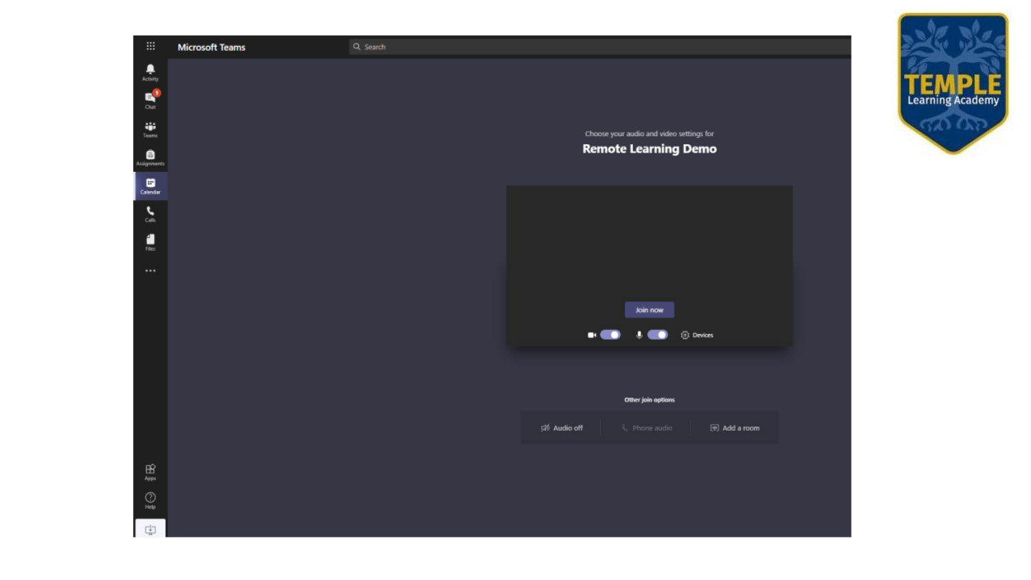Microsoft Teams

Search

Activity

Chat

Teams

Assignments

Calendar

Calls

Files

Apps

Help

Choose your audio and video settings for

**Remote Learning Demo**

Join now

Devices

**Other join options**

Audio off | Phone audio | Add a room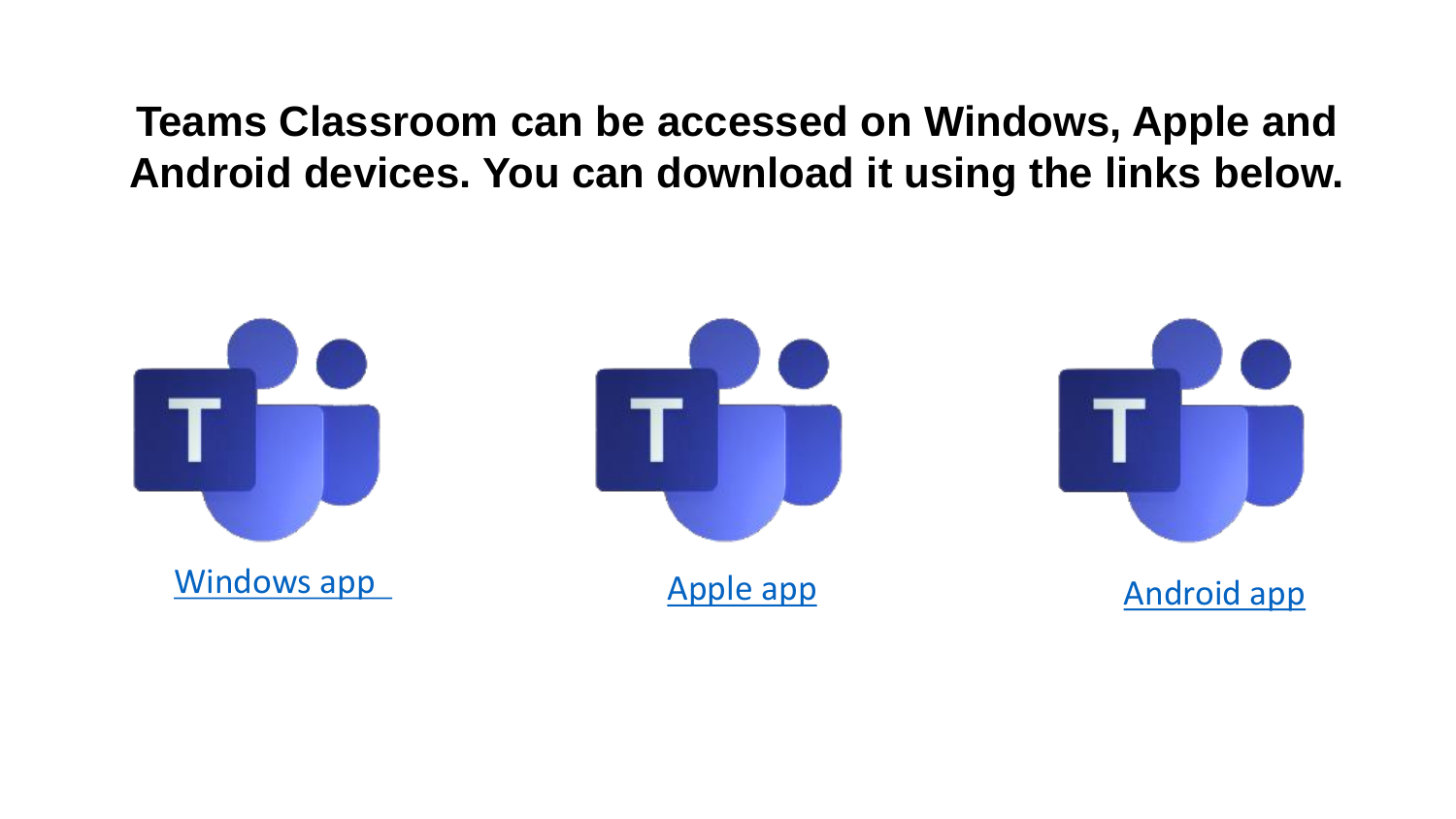**Teams Classroom can be accessed on Windows, Apple and Android devices. You can download it using the links below.**

Windows app

Apple app

Android app